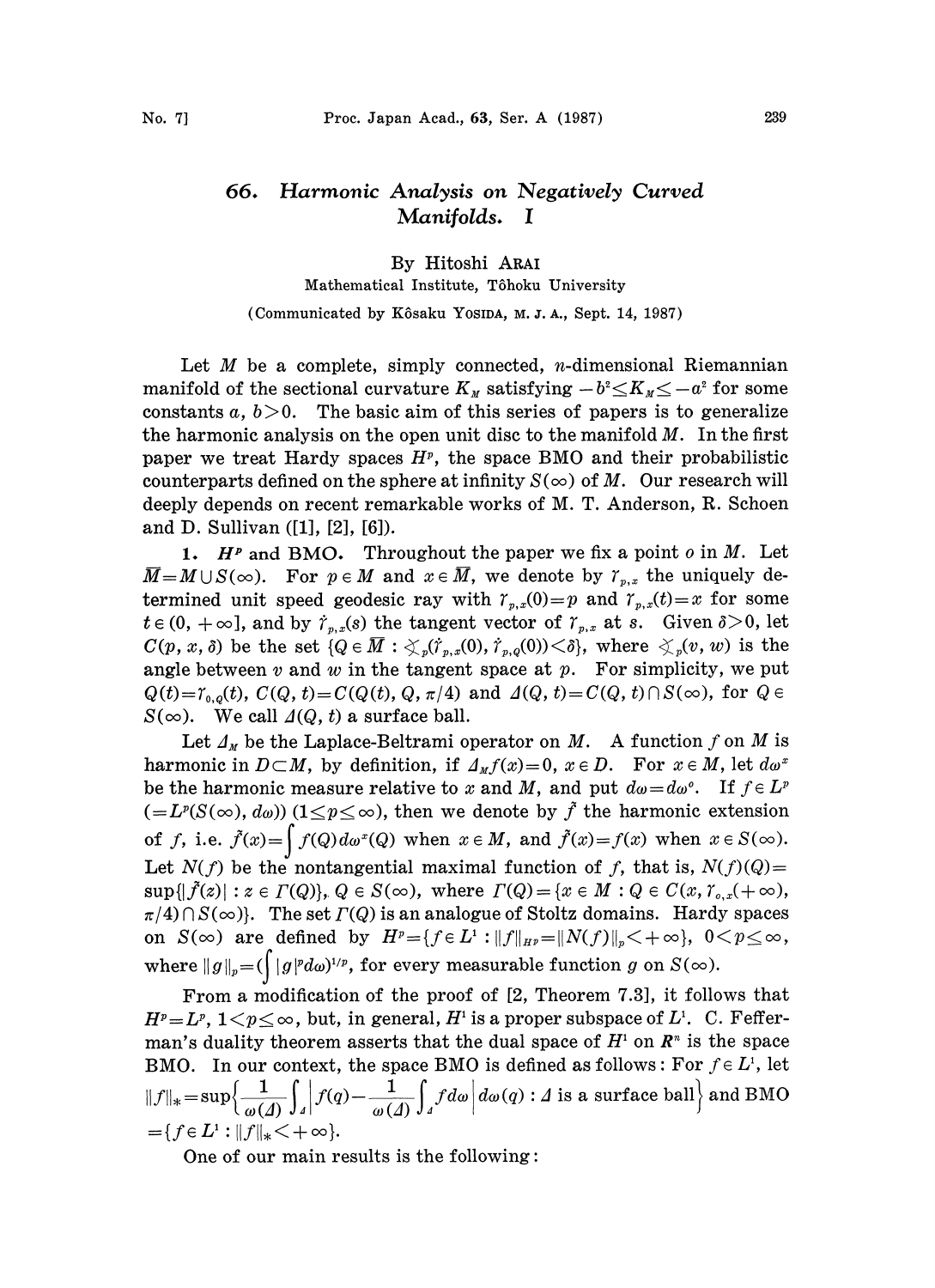# 66. Harmonic Analysis on Negatively Curved Manifolds. I

By Hitoshi ARAI

Mathematical Institute, Tôhoku University

(Communicated by Kôsaku YOSIDA, M. J. A., Sept. 14, 1987)

Let $M$ be a complete, simply connected, $n$-dimensional Riemannian manifold of the sectional curvature $K_M$ satisfying $-b^2 \leq K_M \leq -a^2$ for some constants $a, b > 0$. The basic aim of this series of papers is to generalize the harmonic analysis on the open unit disc to the manifold $M$. In the first paper we treat Hardy spaces $H^p$, the space BMO and their probabilistic counterparts defined on the sphere at infinity $S(\infty)$ of $M$. Our research will deeply depends on recent remarkable works of M. T. Anderson, R. Schoen and D. Sullivan ([1], [2], [6]).

**1. $H^p$ and BMO.** Throughout the paper we fix a point $o$ in $M$. Let $\bar{M} = M \cup S(\infty)$. For $p \in M$ and $x \in \bar{M}$, we denote by $\gamma_{p,x}$ the uniquely determined unit speed geodesic ray with $\gamma_{p,x}(0) = p$ and $\gamma_{p,x}(t) = x$ for some $t \in (0, +\infty]$, and by $\dot{\gamma}_{p,x}(s)$ the tangent vector of $\gamma_{p,x}$ at $s$. Given $\delta > 0$, let $C(p, x, \delta)$ be the set $\{Q \in \bar{M} : \measuredangle_p(\dot{\gamma}_{p,x}(0), \dot{\gamma}_{p,Q}(0)) < \delta\}$, where $\measuredangle_p(v, w)$ is the angle between $v$ and $w$ in the tangent space at $p$. For simplicity, we put $Q(t) = \gamma_{o,Q}(t)$, $C(Q, t) = C(Q(t), Q, \pi/4)$ and $\Delta(Q, t) = C(Q, t) \cap S(\infty)$, for $Q \in S(\infty)$. We call $\Delta(Q, t)$ a surface ball.

Let $\Delta_M$ be the Laplace-Beltrami operator on $M$. A function $f$ on $M$ is harmonic in $D \subset M$, by definition, if $\Delta_M f(x) = 0$, $x \in D$. For $x \in M$, let $d\omega^x$ be the harmonic measure relative to $x$ and $M$, and put $d\omega = d\omega^o$. If $f \in L^p$ $(= L^p(S(\infty), d\omega))$ $(1 \leq p \leq \infty)$, then we denote by $\tilde{f}$ the harmonic extension of $f$, i.e. $\tilde{f}(x) = \int f(Q)\, d\omega^x(Q)$ when $x \in M$, and $\tilde{f}(x) = f(x)$ when $x \in S(\infty)$. Let $N(f)$ be the nontangential maximal function of $f$, that is, $N(f)(Q) = \sup\{|\tilde{f}(z)| : z \in \Gamma(Q)\}$, $Q \in S(\infty)$, where $\Gamma(Q) = \{x \in M : Q \in C(x, \gamma_{o,x}(+\infty), \pi/4) \cap S(\infty)\}$. The set $\Gamma(Q)$ is an analogue of Stoltz domains. Hardy spaces on $S(\infty)$ are defined by $H^p = \{f \in L^1 : \|f\|_{H^p} = \|N(f)\|_p < +\infty\}$, $0 < p \leq \infty$, where $\|g\|_p = (\int |g|^p d\omega)^{1/p}$, for every measurable function $g$ on $S(\infty)$.

From a modification of the proof of [2, Theorem 7.3], it follows that $H^p = L^p$, $1 < p \leq \infty$, but, in general, $H^1$ is a proper subspace of $L^1$. C. Fefferman's duality theorem asserts that the dual space of $H^1$ on $\boldsymbol{R}^n$ is the space BMO. In our context, the space BMO is defined as follows: For $f \in L^1$, let $\|f\|_* = \sup\left\{\frac{1}{\omega(\Delta)}\int_\Delta \left| f(q) - \frac{1}{\omega(\Delta)}\int_\Delta f\, d\omega \right| d\omega(q) : \Delta \text{ is a surface ball}\right\}$ and BMO $= \{f \in L^1 : \|f\|_* < +\infty\}$.

One of our main results is the following: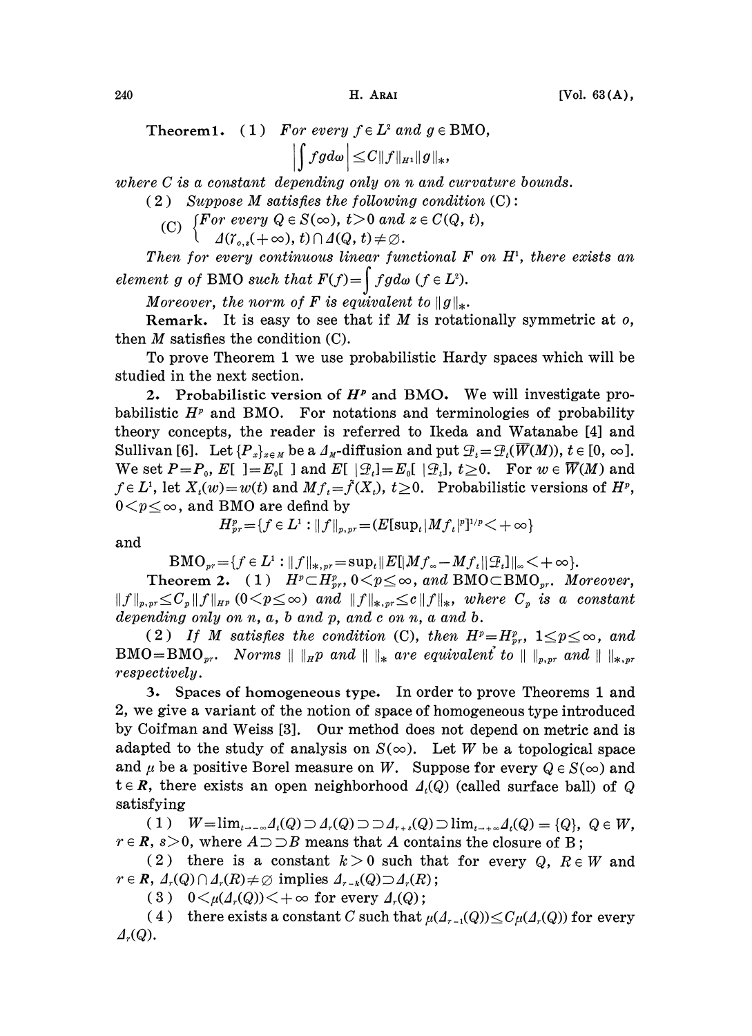**Theorem 1.** (1) *For every $f \in L^2$ and $g \in \mathrm{BMO}$,*

$$\left|\int fgd\omega\right| \leq C\|f\|_{H^1}\|g\|_*,$$

*where $C$ is a constant depending only on $n$ and curvature bounds.*

(2) *Suppose $M$ satisfies the following condition* (C):

$$\text{(C)} \begin{cases} \text{For every } Q \in S(\infty),\ t>0 \text{ and } z \in C(Q, t), \\ \Delta(\gamma_{o,z}(+\infty), t) \cap \Delta(Q, t) \neq \varnothing. \end{cases}$$

*Then for every continuous linear functional $F$ on $H^1$, there exists an element $g$ of* BMO *such that $F(f)=\int fgd\omega$ $(f \in L^2)$.*

*Moreover, the norm of $F$ is equivalent to $\|g\|_*$.*

**Remark.** It is easy to see that if $M$ is rotationally symmetric at $o$, then $M$ satisfies the condition (C).

To prove Theorem 1 we use probabilistic Hardy spaces which will be studied in the next section.

**2. Probabilistic version of $H^p$ and BMO.** We will investigate probabilistic $H^p$ and BMO. For notations and terminologies of probability theory concepts, the reader is referred to Ikeda and Watanabe [4] and Sullivan [6]. Let $\{P_x\}_{x \in M}$ be a $\Delta_M$-diffusion and put $\mathcal{F}_t = \mathcal{F}_t(\overline{W}(M))$, $t \in [0, \infty]$. We set $P=P_0$, $E[\ ]=E_0[\ ]$ and $E[\ |\mathcal{F}_t]=E_0[\ |\mathcal{F}_t]$, $t \geq 0$. For $w \in \overline{W}(M)$ and $f \in L^1$, let $X_t(w)=w(t)$ and $Mf_t=\tilde{f}(X_t)$, $t \geq 0$. Probabilistic versions of $H^p$, $0<p\leq\infty$, and BMO are defind by

$$H^p_{pr}=\{f \in L^1 : \|f\|_{p,pr}=(E[\sup_t|Mf_t|^p])^{1/p}<+\infty\}$$

and

$$\mathrm{BMO}_{pr}=\{f \in L^1 : \|f\|_{*,pr}=\sup_t\|E[|Mf_\infty - Mf_t||\mathcal{F}_t]\|_\infty<+\infty\}.$$

**Theorem 2.** (1) *$H^p \subset H^p_{pr}$, $0<p\leq\infty$, and $\mathrm{BMO} \subset \mathrm{BMO}_{pr}$. Moreover, $\|f\|_{p,pr} \leq C_p\|f\|_{H^p}$ $(0<p\leq\infty)$ and $\|f\|_{*,pr} \leq c\|f\|_*$, where $C_p$ is a constant depending only on $n$, $a$, $b$ and $p$, and $c$ on $n$, $a$ and $b$.*

(2) *If $M$ satisfies the condition* (C), *then $H^p=H^p_{pr}$, $1\leq p\leq\infty$, and $\mathrm{BMO}=\mathrm{BMO}_{pr}$. Norms $\|\ \|_{H^p}$ and $\|\ \|_*$ are equivalent to $\|\ \|_{p,pr}$ and $\|\ \|_{*,pr}$ respectively.*

**3. Spaces of homogeneous type.** In order to prove Theorems 1 and 2, we give a variant of the notion of space of homogeneous type introduced by Coifman and Weiss [3]. Our method does not depend on metric and is adapted to the study of analysis on $S(\infty)$. Let $W$ be a topological space and $\mu$ be a positive Borel measure on $W$. Suppose for every $Q \in S(\infty)$ and $t \in \boldsymbol{R}$, there exists an open neighborhood $\Delta_t(Q)$ (called surface ball) of $Q$ satisfying

(1) $W=\lim_{t\to-\infty}\Delta_t(Q) \supset \Delta_r(Q) \supset\supset \Delta_{r+s}(Q) \supset \lim_{t\to+\infty}\Delta_t(Q)=\{Q\}$, $Q \in W$, $r \in \boldsymbol{R}$, $s>0$, where $A \supset\supset B$ means that $A$ contains the closure of B;

(2) there is a constant $k>0$ such that for every $Q$, $R \in W$ and $r \in \boldsymbol{R}$, $\Delta_r(Q) \cap \Delta_r(R) \neq \varnothing$ implies $\Delta_{r-k}(Q) \supset \Delta_r(R)$;

(3) $0<\mu(\Delta_r(Q))<+\infty$ for every $\Delta_r(Q)$;

(4) there exists a constant $C$ such that $\mu(\Delta_{r-1}(Q)) \leq C\mu(\Delta_r(Q))$ for every $\Delta_r(Q)$.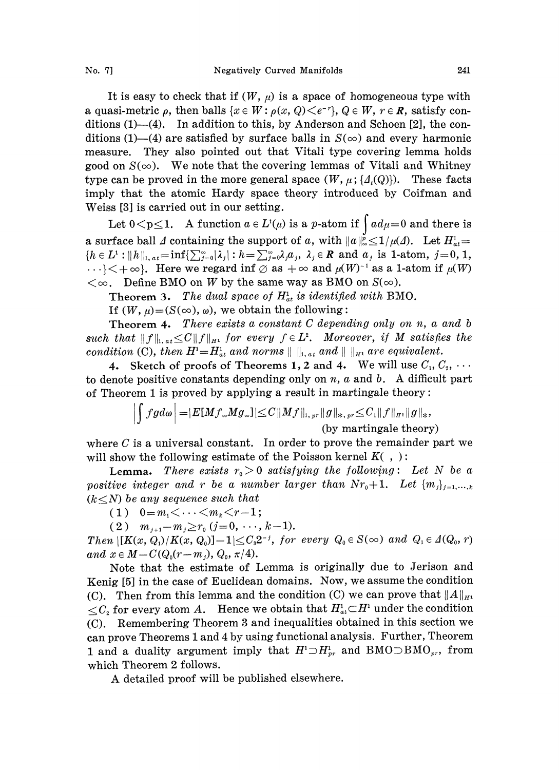It is easy to check that if $(W, \mu)$ is a space of homogeneous type with a quasi-metric $\rho$, then balls $\{x \in W : \rho(x, Q) < e^{-r}\}$, $Q \in W$, $r \in \boldsymbol{R}$, satisfy conditions (1)—(4). In addition to this, by Anderson and Schoen [2], the conditions (1)—(4) are satisfied by surface balls in $S(\infty)$ and every harmonic measure. They also pointed out that Vitali type covering lemma holds good on $S(\infty)$. We note that the covering lemmas of Vitali and Whitney type can be proved in the more general space $(W, \mu; \{\Delta_t(Q)\})$. These facts imply that the atomic Hardy space theory introduced by Coifman and Weiss [3] is carried out in our setting.

Let $0 < p \leq 1$. A function $a \in L^1(\mu)$ is a $p$-atom if $\int a d\mu = 0$ and there is a surface ball $\Delta$ containing the support of $a$, with $\|a\|_\infty^p \leq 1/\mu(\Delta)$. Let $H^1_{at} = \{h \in L^1 : \|h\|_{1,at} = \inf\{\sum_{j=0}^\infty |\lambda_j| : h = \sum_{j=0}^\infty \lambda_j a_j,\ \lambda_j \in \boldsymbol{R}$ and $a_j$ is 1-atom, $j = 0, 1, \cdots\} < +\infty\}$. Here we regard $\inf \varnothing$ as $+\infty$ and $\mu(W)^{-1}$ as a 1-atom if $\mu(W) < \infty$. Define BMO on $W$ by the same way as BMO on $S(\infty)$.

**Theorem 3.** *The dual space of $H^1_{at}$ is identified with* BMO.

If $(W, \mu) = (S(\infty), \omega)$, we obtain the following:

**Theorem 4.** *There exists a constant $C$ depending only on $n$, $a$ and $b$ such that $\|f\|_{1,at} \leq C\|f\|_{H^1}$ for every $f \in L^2$. Moreover, if $M$ satisfies the condition* (C), *then $H^1 = H^1_{at}$ and norms $\|\ \|_{1,at}$ and $\|\ \|_{H^1}$ are equivalent.*

**4. Sketch of proofs of Theorems 1, 2 and 4.** We will use $C_1, C_2, \cdots$ to denote positive constants depending only on $n$, $a$ and $b$. A difficult part of Theorem 1 is proved by applying a result in martingale theory:

$$\left|\int f g d\omega\right| = |E[Mf_\infty Mg_\infty]| \leq C\|Mf\|_{1,pr}\|g\|_{*,pr} \leq C_1\|f\|_{H^1}\|g\|_*,$$

(by martingale theory)

where $C$ is a universal constant. In order to prove the remainder part we will show the following estimate of the Poisson kernel $K(\ ,\ )$:

**Lemma.** *There exists $r_0 > 0$ satisfying the following: Let $N$ be a positive integer and $r$ be a number larger than $Nr_0 + 1$. Let $\{m_j\}_{j=1,\dots,k}$ $(k \leq N)$ be any sequence such that*

(1) $0 = m_1 < \cdots < m_k < r - 1$;

(2) $m_{j+1} - m_j \geq r_0$ $(j = 0, \cdots, k-1)$.

*Then $|[K(x, Q_1)/K(x, Q_0)] - 1| \leq C_3 2^{-j}$, for every $Q_0 \in S(\infty)$ and $Q_1 \in \Delta(Q_0, r)$ and $x \in M - C(Q_0(r - m_j), Q_0, \pi/4)$.*

Note that the estimate of Lemma is originally due to Jerison and Kenig [5] in the case of Euclidean domains. Now, we assume the condition (C). Then from this lemma and the condition (C) we can prove that $\|A\|_{H^1} \leq C_2$ for every atom $A$. Hence we obtain that $H^1_{at} \subset H^1$ under the condition (C). Remembering Theorem 3 and inequalities obtained in this section we can prove Theorems 1 and 4 by using functional analysis. Further, Theorem 1 and a duality argument imply that $H^1 \supset H^1_{pr}$ and $\text{BMO} \supset \text{BMO}_{pr}$, from which Theorem 2 follows.

A detailed proof will be published elsewhere.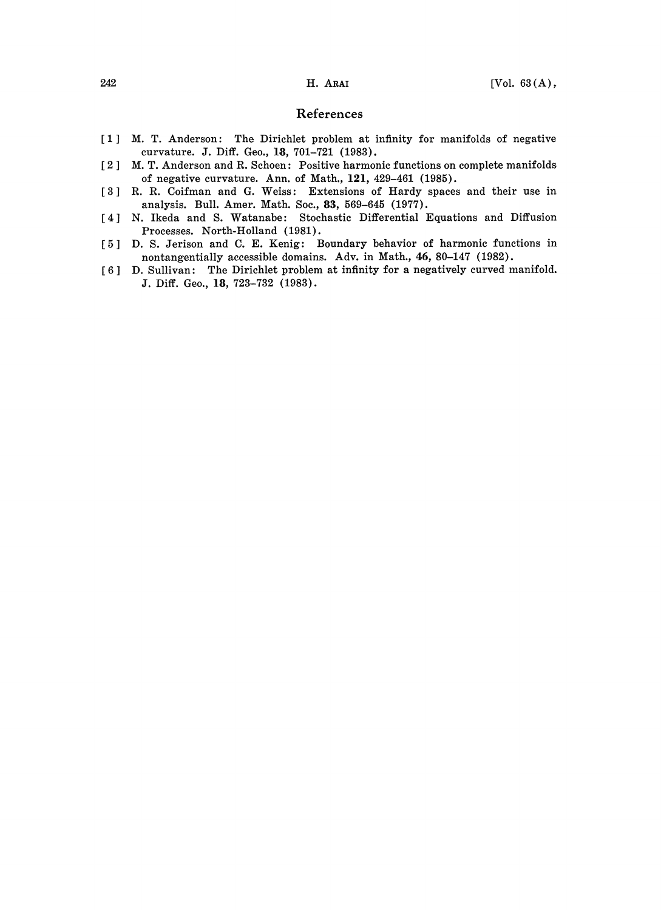## References

[1] M. T. Anderson: The Dirichlet problem at infinity for manifolds of negative curvature. J. Diff. Geo., **18**, 701–721 (1983).

[2] M. T. Anderson and R. Schoen: Positive harmonic functions on complete manifolds of negative curvature. Ann. of Math., **121**, 429–461 (1985).

[3] R. R. Coifman and G. Weiss: Extensions of Hardy spaces and their use in analysis. Bull. Amer. Math. Soc., **83**, 569–645 (1977).

[4] N. Ikeda and S. Watanabe: Stochastic Differential Equations and Diffusion Processes. North-Holland (1981).

[5] D. S. Jerison and C. E. Kenig: Boundary behavior of harmonic functions in nontangentially accessible domains. Adv. in Math., **46**, 80–147 (1982).

[6] D. Sullivan: The Dirichlet problem at infinity for a negatively curved manifold. J. Diff. Geo., **18**, 723–732 (1983).